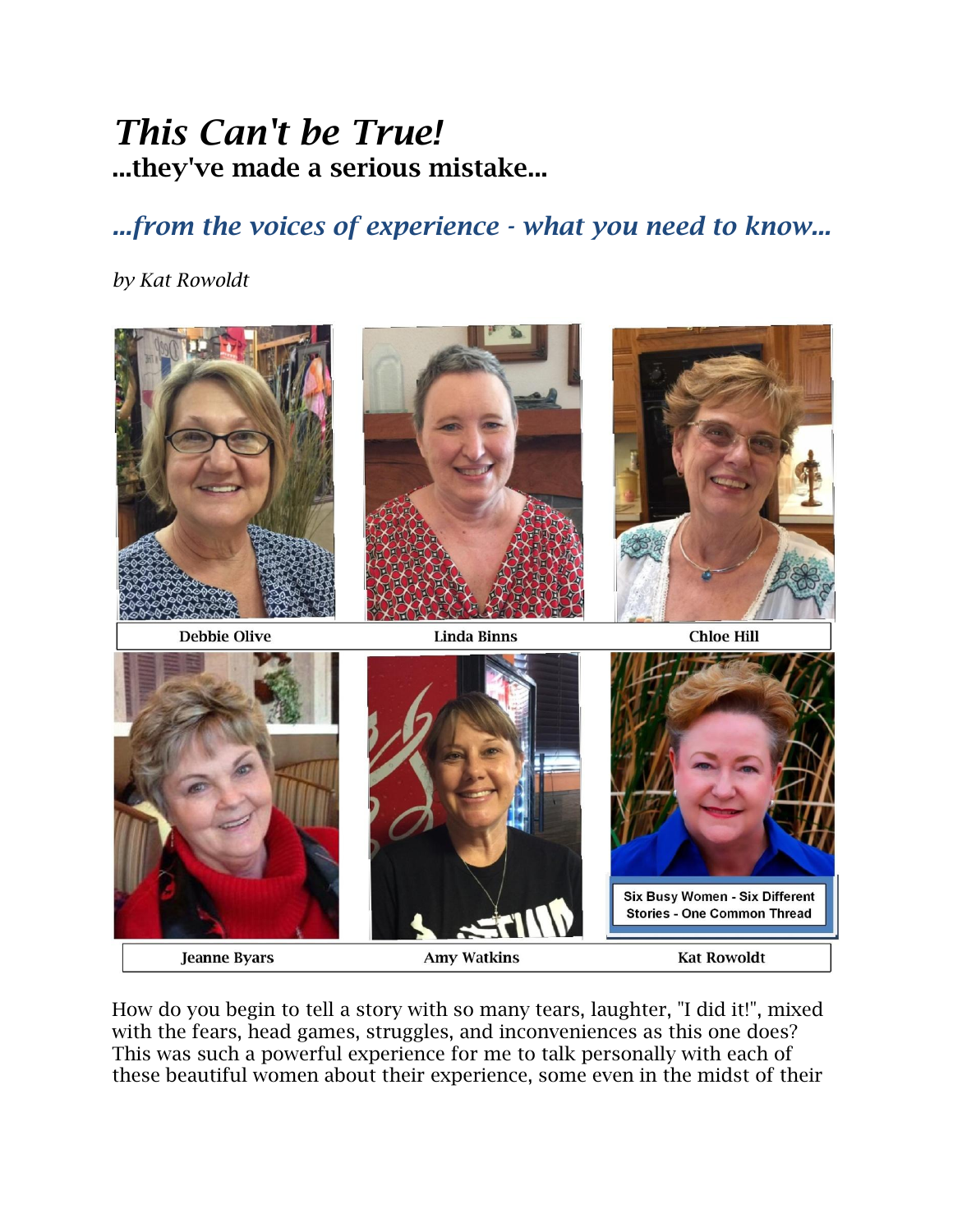# *This Can't be True!*

## ...they've made a serious mistake...

### *...from the voices of experience - what you need to know...*

*by Kat Rowoldt*

| Debbie Olive | Linda Binns | Chloe Hill |
| --- | --- | --- |
| **Jeanne Byars** | **Amy Watkins** | **Kat Rowoldt** |

Six Busy Women - Six Different Stories - One Common Thread

How do you begin to tell a story with so many tears, laughter, "I did it!", mixed with the fears, head games, struggles, and inconveniences as this one does? This was such a powerful experience for me to talk personally with each of these beautiful women about their experience, some even in the midst of their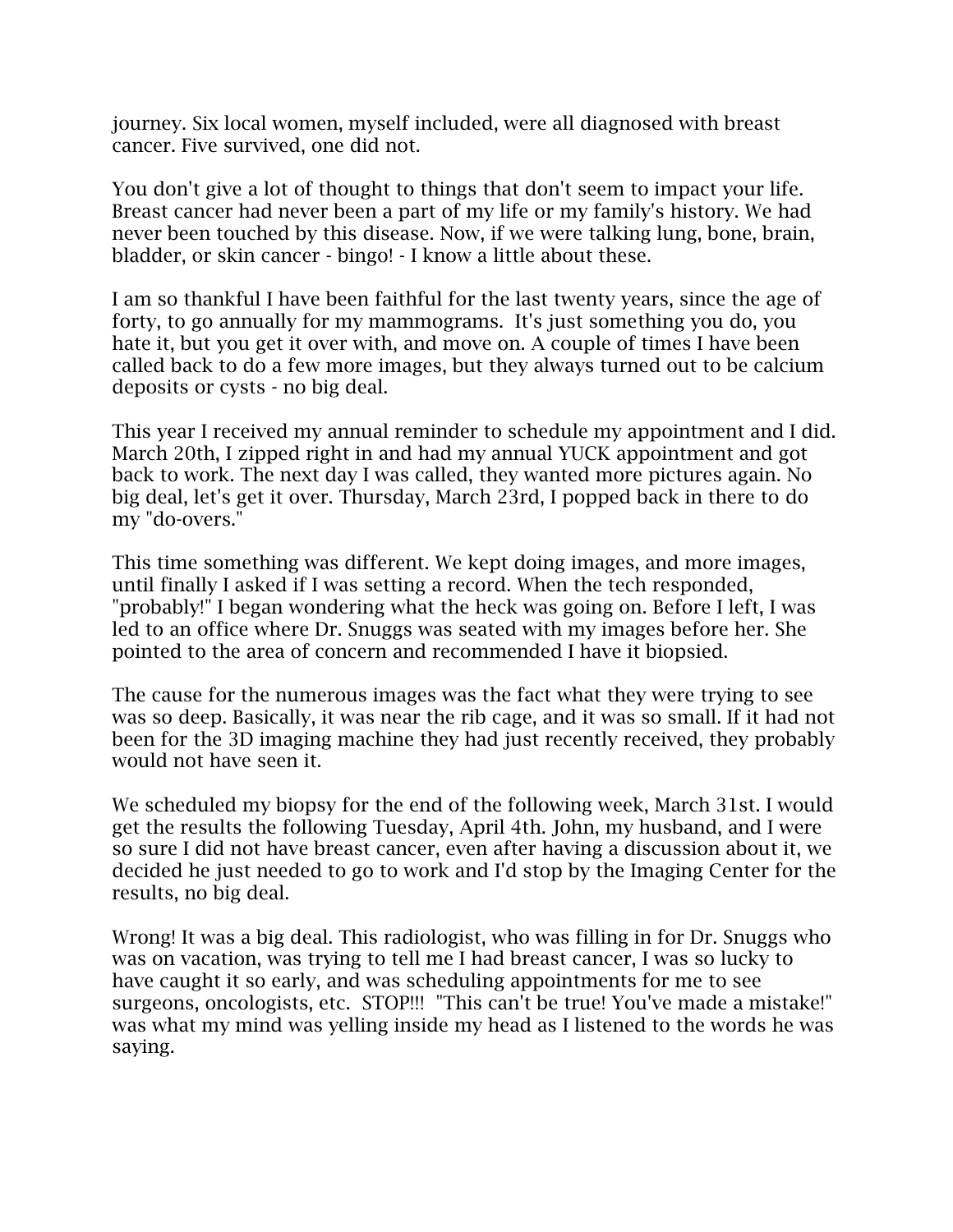journey. Six local women, myself included, were all diagnosed with breast cancer. Five survived, one did not.

You don't give a lot of thought to things that don't seem to impact your life. Breast cancer had never been a part of my life or my family's history. We had never been touched by this disease. Now, if we were talking lung, bone, brain, bladder, or skin cancer - bingo! - I know a little about these.

I am so thankful I have been faithful for the last twenty years, since the age of forty, to go annually for my mammograms. It's just something you do, you hate it, but you get it over with, and move on. A couple of times I have been called back to do a few more images, but they always turned out to be calcium deposits or cysts - no big deal.

This year I received my annual reminder to schedule my appointment and I did. March 20th, I zipped right in and had my annual YUCK appointment and got back to work. The next day I was called, they wanted more pictures again. No big deal, let's get it over. Thursday, March 23rd, I popped back in there to do my "do-overs."

This time something was different. We kept doing images, and more images, until finally I asked if I was setting a record. When the tech responded, "probably!" I began wondering what the heck was going on. Before I left, I was led to an office where Dr. Snuggs was seated with my images before her. She pointed to the area of concern and recommended I have it biopsied.

The cause for the numerous images was the fact what they were trying to see was so deep. Basically, it was near the rib cage, and it was so small. If it had not been for the 3D imaging machine they had just recently received, they probably would not have seen it.

We scheduled my biopsy for the end of the following week, March 31st. I would get the results the following Tuesday, April 4th. John, my husband, and I were so sure I did not have breast cancer, even after having a discussion about it, we decided he just needed to go to work and I'd stop by the Imaging Center for the results, no big deal.

Wrong! It was a big deal. This radiologist, who was filling in for Dr. Snuggs who was on vacation, was trying to tell me I had breast cancer, I was so lucky to have caught it so early, and was scheduling appointments for me to see surgeons, oncologists, etc. STOP!!! "This can't be true! You've made a mistake!" was what my mind was yelling inside my head as I listened to the words he was saying.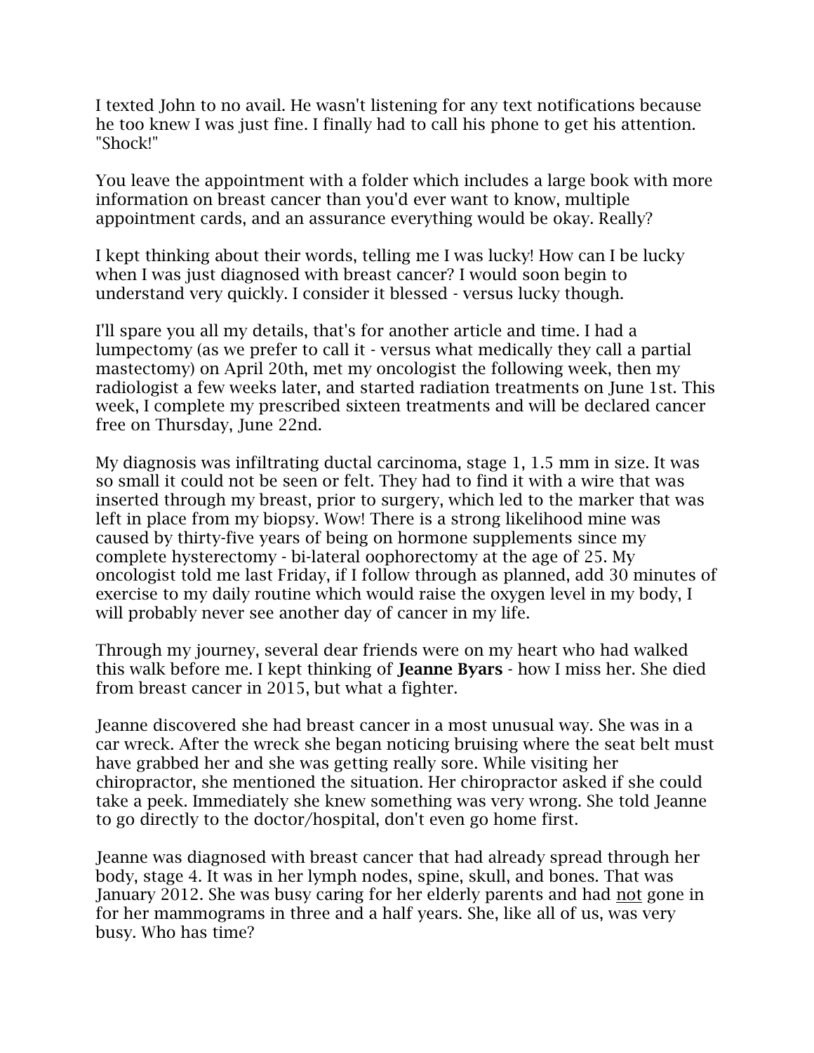I texted John to no avail. He wasn't listening for any text notifications because he too knew I was just fine. I finally had to call his phone to get his attention. "Shock!"

You leave the appointment with a folder which includes a large book with more information on breast cancer than you'd ever want to know, multiple appointment cards, and an assurance everything would be okay. Really?

I kept thinking about their words, telling me I was lucky! How can I be lucky when I was just diagnosed with breast cancer? I would soon begin to understand very quickly. I consider it blessed - versus lucky though.

I'll spare you all my details, that's for another article and time. I had a lumpectomy (as we prefer to call it - versus what medically they call a partial mastectomy) on April 20th, met my oncologist the following week, then my radiologist a few weeks later, and started radiation treatments on June 1st. This week, I complete my prescribed sixteen treatments and will be declared cancer free on Thursday, June 22nd.

My diagnosis was infiltrating ductal carcinoma, stage 1, 1.5 mm in size. It was so small it could not be seen or felt. They had to find it with a wire that was inserted through my breast, prior to surgery, which led to the marker that was left in place from my biopsy. Wow! There is a strong likelihood mine was caused by thirty-five years of being on hormone supplements since my complete hysterectomy - bi-lateral oophorectomy at the age of 25. My oncologist told me last Friday, if I follow through as planned, add 30 minutes of exercise to my daily routine which would raise the oxygen level in my body, I will probably never see another day of cancer in my life.

Through my journey, several dear friends were on my heart who had walked this walk before me. I kept thinking of **Jeanne Byars** - how I miss her. She died from breast cancer in 2015, but what a fighter.

Jeanne discovered she had breast cancer in a most unusual way. She was in a car wreck. After the wreck she began noticing bruising where the seat belt must have grabbed her and she was getting really sore. While visiting her chiropractor, she mentioned the situation. Her chiropractor asked if she could take a peek. Immediately she knew something was very wrong. She told Jeanne to go directly to the doctor/hospital, don't even go home first.

Jeanne was diagnosed with breast cancer that had already spread through her body, stage 4. It was in her lymph nodes, spine, skull, and bones. That was January 2012. She was busy caring for her elderly parents and had <u>not</u> gone in for her mammograms in three and a half years. She, like all of us, was very busy. Who has time?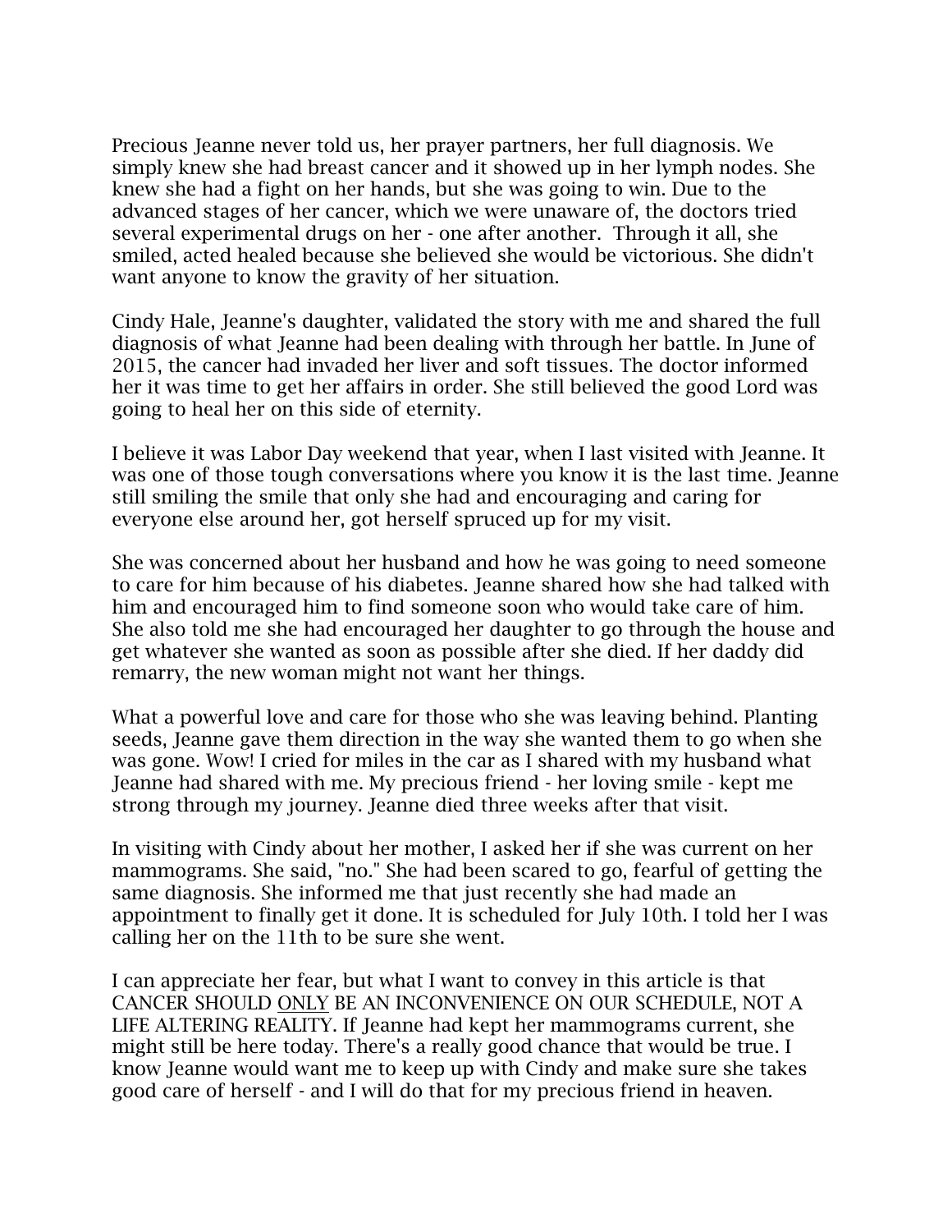Precious Jeanne never told us, her prayer partners, her full diagnosis. We simply knew she had breast cancer and it showed up in her lymph nodes. She knew she had a fight on her hands, but she was going to win. Due to the advanced stages of her cancer, which we were unaware of, the doctors tried several experimental drugs on her - one after another. Through it all, she smiled, acted healed because she believed she would be victorious. She didn't want anyone to know the gravity of her situation.

Cindy Hale, Jeanne's daughter, validated the story with me and shared the full diagnosis of what Jeanne had been dealing with through her battle. In June of 2015, the cancer had invaded her liver and soft tissues. The doctor informed her it was time to get her affairs in order. She still believed the good Lord was going to heal her on this side of eternity.

I believe it was Labor Day weekend that year, when I last visited with Jeanne. It was one of those tough conversations where you know it is the last time. Jeanne still smiling the smile that only she had and encouraging and caring for everyone else around her, got herself spruced up for my visit.

She was concerned about her husband and how he was going to need someone to care for him because of his diabetes. Jeanne shared how she had talked with him and encouraged him to find someone soon who would take care of him. She also told me she had encouraged her daughter to go through the house and get whatever she wanted as soon as possible after she died. If her daddy did remarry, the new woman might not want her things.

What a powerful love and care for those who she was leaving behind. Planting seeds, Jeanne gave them direction in the way she wanted them to go when she was gone. Wow! I cried for miles in the car as I shared with my husband what Jeanne had shared with me. My precious friend - her loving smile - kept me strong through my journey. Jeanne died three weeks after that visit.

In visiting with Cindy about her mother, I asked her if she was current on her mammograms. She said, "no." She had been scared to go, fearful of getting the same diagnosis. She informed me that just recently she had made an appointment to finally get it done. It is scheduled for July 10th. I told her I was calling her on the 11th to be sure she went.

I can appreciate her fear, but what I want to convey in this article is that CANCER SHOULD <u>ONLY</u> BE AN INCONVENIENCE ON OUR SCHEDULE, NOT A LIFE ALTERING REALITY. If Jeanne had kept her mammograms current, she might still be here today. There's a really good chance that would be true. I know Jeanne would want me to keep up with Cindy and make sure she takes good care of herself - and I will do that for my precious friend in heaven.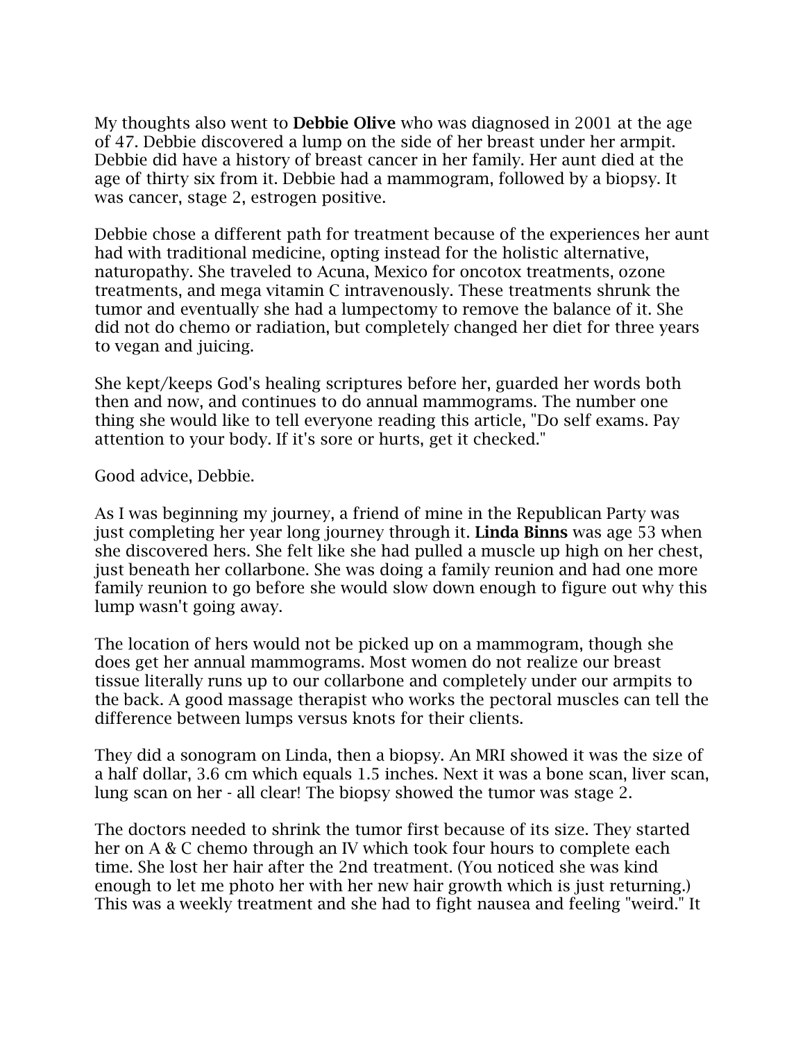My thoughts also went to **Debbie Olive** who was diagnosed in 2001 at the age of 47. Debbie discovered a lump on the side of her breast under her armpit. Debbie did have a history of breast cancer in her family. Her aunt died at the age of thirty six from it. Debbie had a mammogram, followed by a biopsy. It was cancer, stage 2, estrogen positive.

Debbie chose a different path for treatment because of the experiences her aunt had with traditional medicine, opting instead for the holistic alternative, naturopathy. She traveled to Acuna, Mexico for oncotox treatments, ozone treatments, and mega vitamin C intravenously. These treatments shrunk the tumor and eventually she had a lumpectomy to remove the balance of it. She did not do chemo or radiation, but completely changed her diet for three years to vegan and juicing.

She kept/keeps God's healing scriptures before her, guarded her words both then and now, and continues to do annual mammograms. The number one thing she would like to tell everyone reading this article, "Do self exams. Pay attention to your body. If it's sore or hurts, get it checked."

Good advice, Debbie.

As I was beginning my journey, a friend of mine in the Republican Party was just completing her year long journey through it. **Linda Binns** was age 53 when she discovered hers. She felt like she had pulled a muscle up high on her chest, just beneath her collarbone. She was doing a family reunion and had one more family reunion to go before she would slow down enough to figure out why this lump wasn't going away.

The location of hers would not be picked up on a mammogram, though she does get her annual mammograms. Most women do not realize our breast tissue literally runs up to our collarbone and completely under our armpits to the back. A good massage therapist who works the pectoral muscles can tell the difference between lumps versus knots for their clients.

They did a sonogram on Linda, then a biopsy. An MRI showed it was the size of a half dollar, 3.6 cm which equals 1.5 inches. Next it was a bone scan, liver scan, lung scan on her - all clear! The biopsy showed the tumor was stage 2.

The doctors needed to shrink the tumor first because of its size. They started her on A & C chemo through an IV which took four hours to complete each time. She lost her hair after the 2nd treatment. (You noticed she was kind enough to let me photo her with her new hair growth which is just returning.) This was a weekly treatment and she had to fight nausea and feeling "weird." It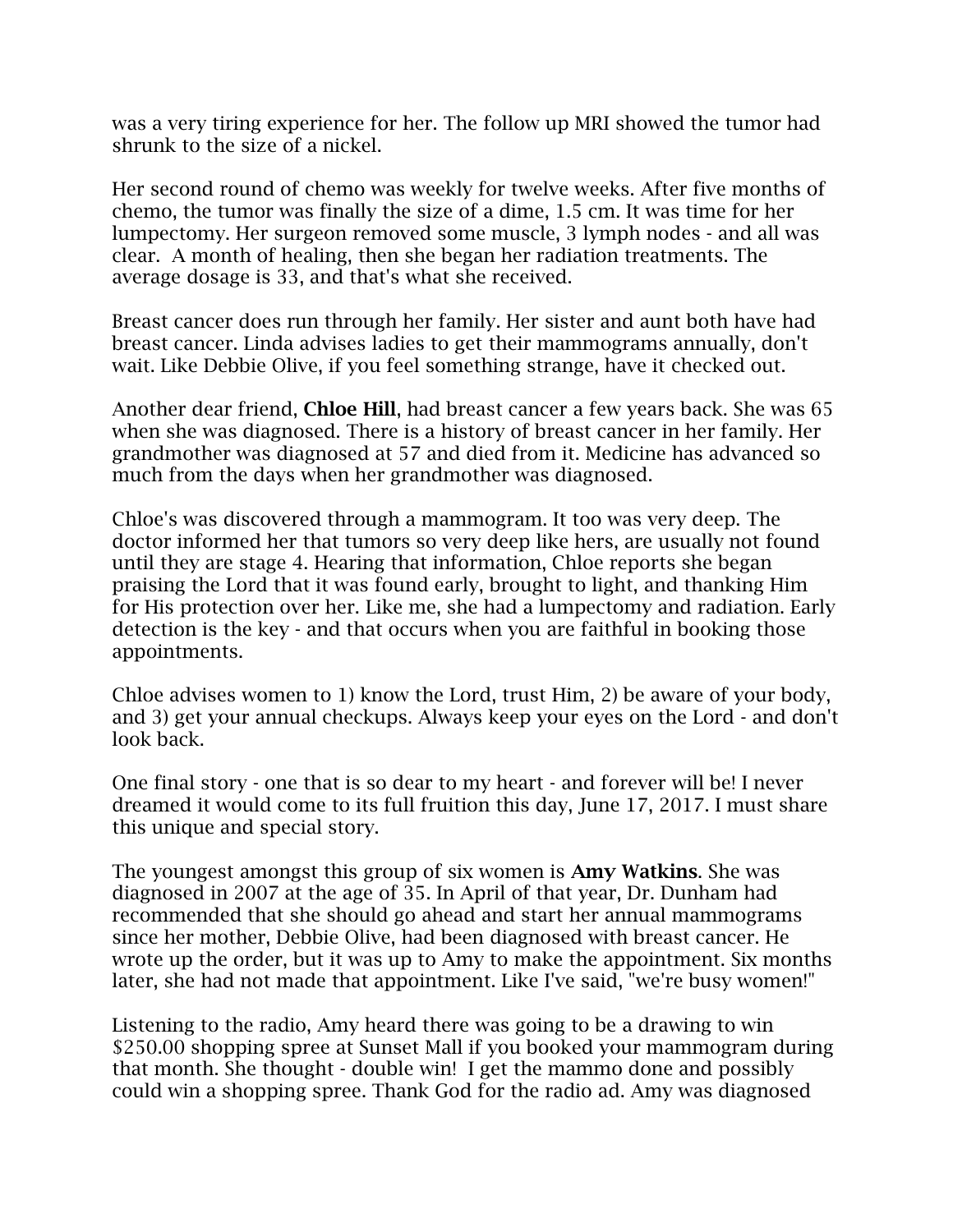was a very tiring experience for her. The follow up MRI showed the tumor had shrunk to the size of a nickel.

Her second round of chemo was weekly for twelve weeks. After five months of chemo, the tumor was finally the size of a dime, 1.5 cm. It was time for her lumpectomy. Her surgeon removed some muscle, 3 lymph nodes - and all was clear.  A month of healing, then she began her radiation treatments. The average dosage is 33, and that's what she received.

Breast cancer does run through her family. Her sister and aunt both have had breast cancer. Linda advises ladies to get their mammograms annually, don't wait. Like Debbie Olive, if you feel something strange, have it checked out.

Another dear friend, **Chloe Hill**, had breast cancer a few years back. She was 65 when she was diagnosed. There is a history of breast cancer in her family. Her grandmother was diagnosed at 57 and died from it. Medicine has advanced so much from the days when her grandmother was diagnosed.

Chloe's was discovered through a mammogram. It too was very deep. The doctor informed her that tumors so very deep like hers, are usually not found until they are stage 4. Hearing that information, Chloe reports she began praising the Lord that it was found early, brought to light, and thanking Him for His protection over her. Like me, she had a lumpectomy and radiation. Early detection is the key - and that occurs when you are faithful in booking those appointments.

Chloe advises women to 1) know the Lord, trust Him, 2) be aware of your body, and 3) get your annual checkups. Always keep your eyes on the Lord - and don't look back.

One final story - one that is so dear to my heart - and forever will be! I never dreamed it would come to its full fruition this day, June 17, 2017. I must share this unique and special story.

The youngest amongst this group of six women is **Amy Watkins**. She was diagnosed in 2007 at the age of 35. In April of that year, Dr. Dunham had recommended that she should go ahead and start her annual mammograms since her mother, Debbie Olive, had been diagnosed with breast cancer. He wrote up the order, but it was up to Amy to make the appointment. Six months later, she had not made that appointment. Like I've said, "we're busy women!"

Listening to the radio, Amy heard there was going to be a drawing to win $250.00 shopping spree at Sunset Mall if you booked your mammogram during that month. She thought - double win!  I get the mammo done and possibly could win a shopping spree. Thank God for the radio ad. Amy was diagnosed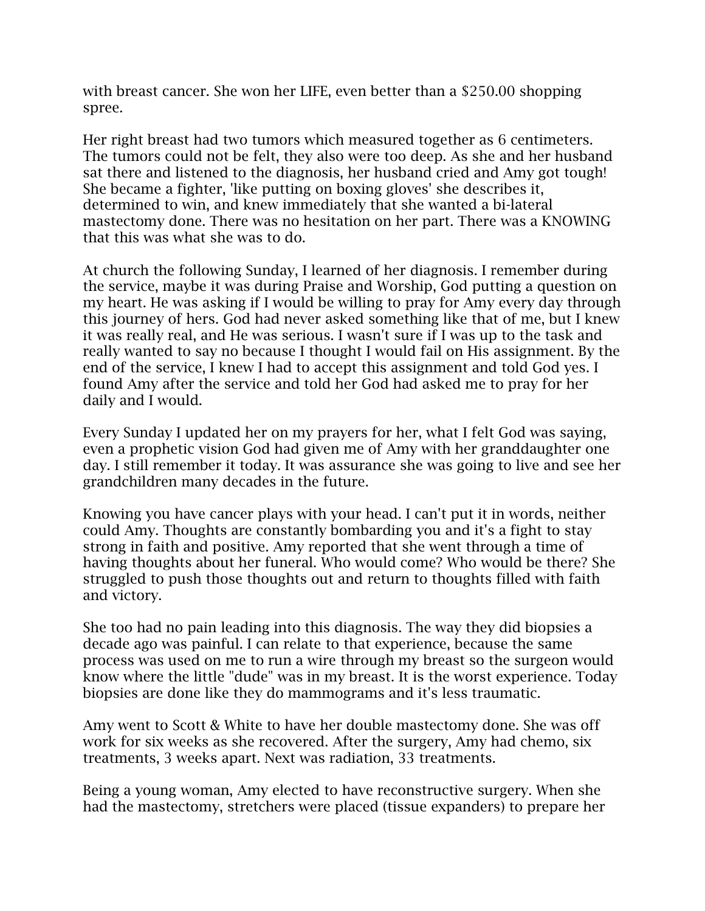with breast cancer. She won her LIFE, even better than a $250.00 shopping spree.

Her right breast had two tumors which measured together as 6 centimeters. The tumors could not be felt, they also were too deep. As she and her husband sat there and listened to the diagnosis, her husband cried and Amy got tough! She became a fighter, 'like putting on boxing gloves' she describes it, determined to win, and knew immediately that she wanted a bi-lateral mastectomy done. There was no hesitation on her part. There was a KNOWING that this was what she was to do.

At church the following Sunday, I learned of her diagnosis. I remember during the service, maybe it was during Praise and Worship, God putting a question on my heart. He was asking if I would be willing to pray for Amy every day through this journey of hers. God had never asked something like that of me, but I knew it was really real, and He was serious. I wasn't sure if I was up to the task and really wanted to say no because I thought I would fail on His assignment. By the end of the service, I knew I had to accept this assignment and told God yes. I found Amy after the service and told her God had asked me to pray for her daily and I would.

Every Sunday I updated her on my prayers for her, what I felt God was saying, even a prophetic vision God had given me of Amy with her granddaughter one day. I still remember it today. It was assurance she was going to live and see her grandchildren many decades in the future.

Knowing you have cancer plays with your head. I can't put it in words, neither could Amy. Thoughts are constantly bombarding you and it's a fight to stay strong in faith and positive. Amy reported that she went through a time of having thoughts about her funeral. Who would come? Who would be there? She struggled to push those thoughts out and return to thoughts filled with faith and victory.

She too had no pain leading into this diagnosis. The way they did biopsies a decade ago was painful. I can relate to that experience, because the same process was used on me to run a wire through my breast so the surgeon would know where the little "dude" was in my breast. It is the worst experience. Today biopsies are done like they do mammograms and it's less traumatic.

Amy went to Scott & White to have her double mastectomy done. She was off work for six weeks as she recovered. After the surgery, Amy had chemo, six treatments, 3 weeks apart. Next was radiation, 33 treatments.

Being a young woman, Amy elected to have reconstructive surgery. When she had the mastectomy, stretchers were placed (tissue expanders) to prepare her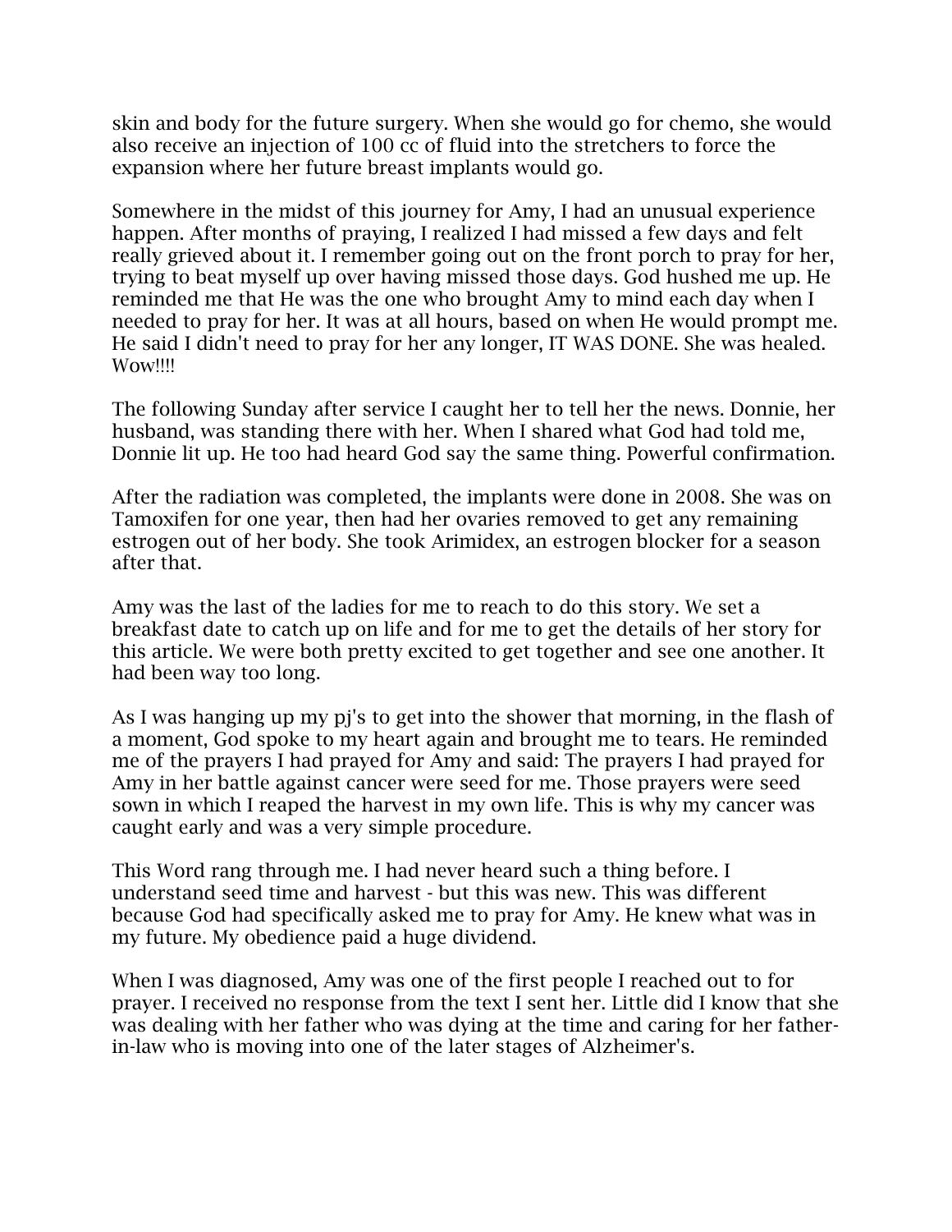skin and body for the future surgery. When she would go for chemo, she would also receive an injection of 100 cc of fluid into the stretchers to force the expansion where her future breast implants would go.

Somewhere in the midst of this journey for Amy, I had an unusual experience happen. After months of praying, I realized I had missed a few days and felt really grieved about it. I remember going out on the front porch to pray for her, trying to beat myself up over having missed those days. God hushed me up. He reminded me that He was the one who brought Amy to mind each day when I needed to pray for her. It was at all hours, based on when He would prompt me. He said I didn't need to pray for her any longer, IT WAS DONE. She was healed. Wow!!!!

The following Sunday after service I caught her to tell her the news. Donnie, her husband, was standing there with her. When I shared what God had told me, Donnie lit up. He too had heard God say the same thing. Powerful confirmation.

After the radiation was completed, the implants were done in 2008. She was on Tamoxifen for one year, then had her ovaries removed to get any remaining estrogen out of her body. She took Arimidex, an estrogen blocker for a season after that.

Amy was the last of the ladies for me to reach to do this story. We set a breakfast date to catch up on life and for me to get the details of her story for this article. We were both pretty excited to get together and see one another. It had been way too long.

As I was hanging up my pj's to get into the shower that morning, in the flash of a moment, God spoke to my heart again and brought me to tears. He reminded me of the prayers I had prayed for Amy and said: The prayers I had prayed for Amy in her battle against cancer were seed for me. Those prayers were seed sown in which I reaped the harvest in my own life. This is why my cancer was caught early and was a very simple procedure.

This Word rang through me. I had never heard such a thing before. I understand seed time and harvest - but this was new. This was different because God had specifically asked me to pray for Amy. He knew what was in my future. My obedience paid a huge dividend.

When I was diagnosed, Amy was one of the first people I reached out to for prayer. I received no response from the text I sent her. Little did I know that she was dealing with her father who was dying at the time and caring for her father-in-law who is moving into one of the later stages of Alzheimer's.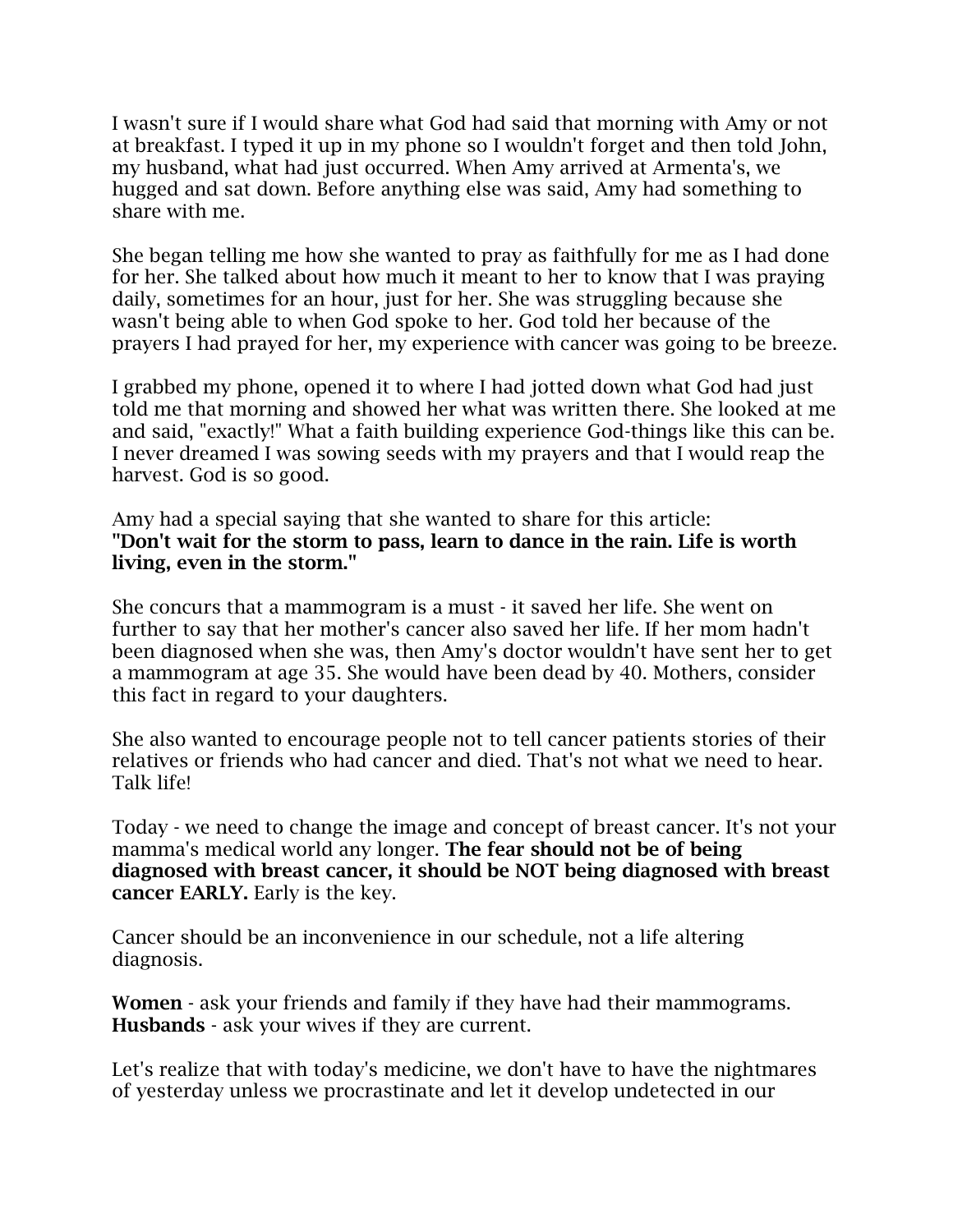I wasn't sure if I would share what God had said that morning with Amy or not at breakfast. I typed it up in my phone so I wouldn't forget and then told John, my husband, what had just occurred. When Amy arrived at Armenta's, we hugged and sat down. Before anything else was said, Amy had something to share with me.

She began telling me how she wanted to pray as faithfully for me as I had done for her. She talked about how much it meant to her to know that I was praying daily, sometimes for an hour, just for her. She was struggling because she wasn't being able to when God spoke to her. God told her because of the prayers I had prayed for her, my experience with cancer was going to be breeze.

I grabbed my phone, opened it to where I had jotted down what God had just told me that morning and showed her what was written there. She looked at me and said, "exactly!" What a faith building experience God-things like this can be. I never dreamed I was sowing seeds with my prayers and that I would reap the harvest. God is so good.

Amy had a special saying that she wanted to share for this article:
**"Don't wait for the storm to pass, learn to dance in the rain. Life is worth living, even in the storm."**

She concurs that a mammogram is a must - it saved her life. She went on further to say that her mother's cancer also saved her life. If her mom hadn't been diagnosed when she was, then Amy's doctor wouldn't have sent her to get a mammogram at age 35. She would have been dead by 40. Mothers, consider this fact in regard to your daughters.

She also wanted to encourage people not to tell cancer patients stories of their relatives or friends who had cancer and died. That's not what we need to hear. Talk life!

Today - we need to change the image and concept of breast cancer. It's not your mamma's medical world any longer. **The fear should not be of being diagnosed with breast cancer, it should be NOT being diagnosed with breast cancer EARLY.** Early is the key.

Cancer should be an inconvenience in our schedule, not a life altering diagnosis.

**Women** - ask your friends and family if they have had their mammograms.
**Husbands** - ask your wives if they are current.

Let's realize that with today's medicine, we don't have to have the nightmares of yesterday unless we procrastinate and let it develop undetected in our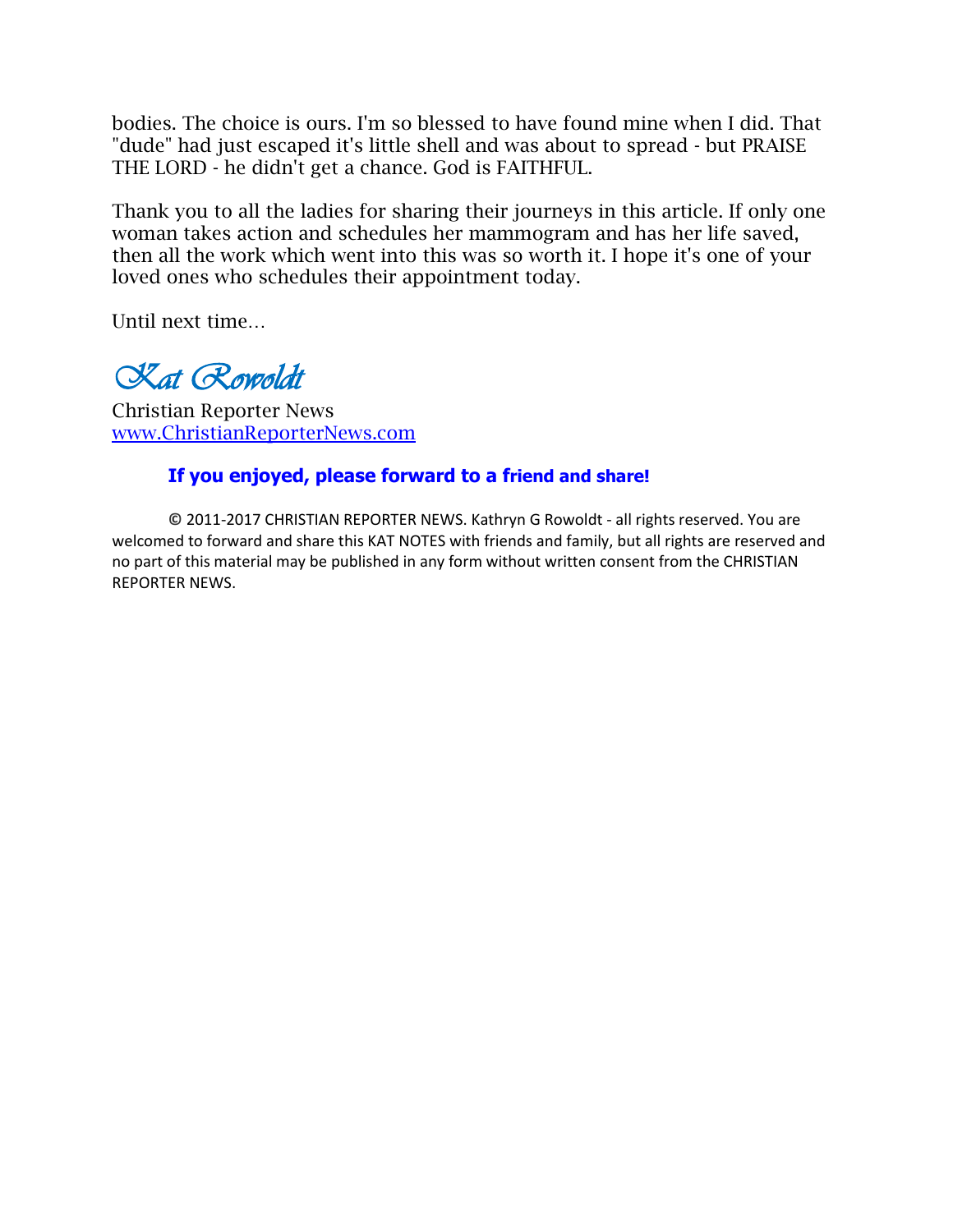bodies. The choice is ours. I'm so blessed to have found mine when I did. That "dude" had just escaped it's little shell and was about to spread - but PRAISE THE LORD - he didn't get a chance. God is FAITHFUL.

Thank you to all the ladies for sharing their journeys in this article. If only one woman takes action and schedules her mammogram and has her life saved, then all the work which went into this was so worth it. I hope it's one of your loved ones who schedules their appointment today.

Until next time…

*Kat Rowoldt*

Christian Reporter News
www.ChristianReporterNews.com

**If you enjoyed, please forward to a friend and share!**

© 2011-2017 CHRISTIAN REPORTER NEWS. Kathryn G Rowoldt - all rights reserved. You are welcomed to forward and share this KAT NOTES with friends and family, but all rights are reserved and no part of this material may be published in any form without written consent from the CHRISTIAN REPORTER NEWS.